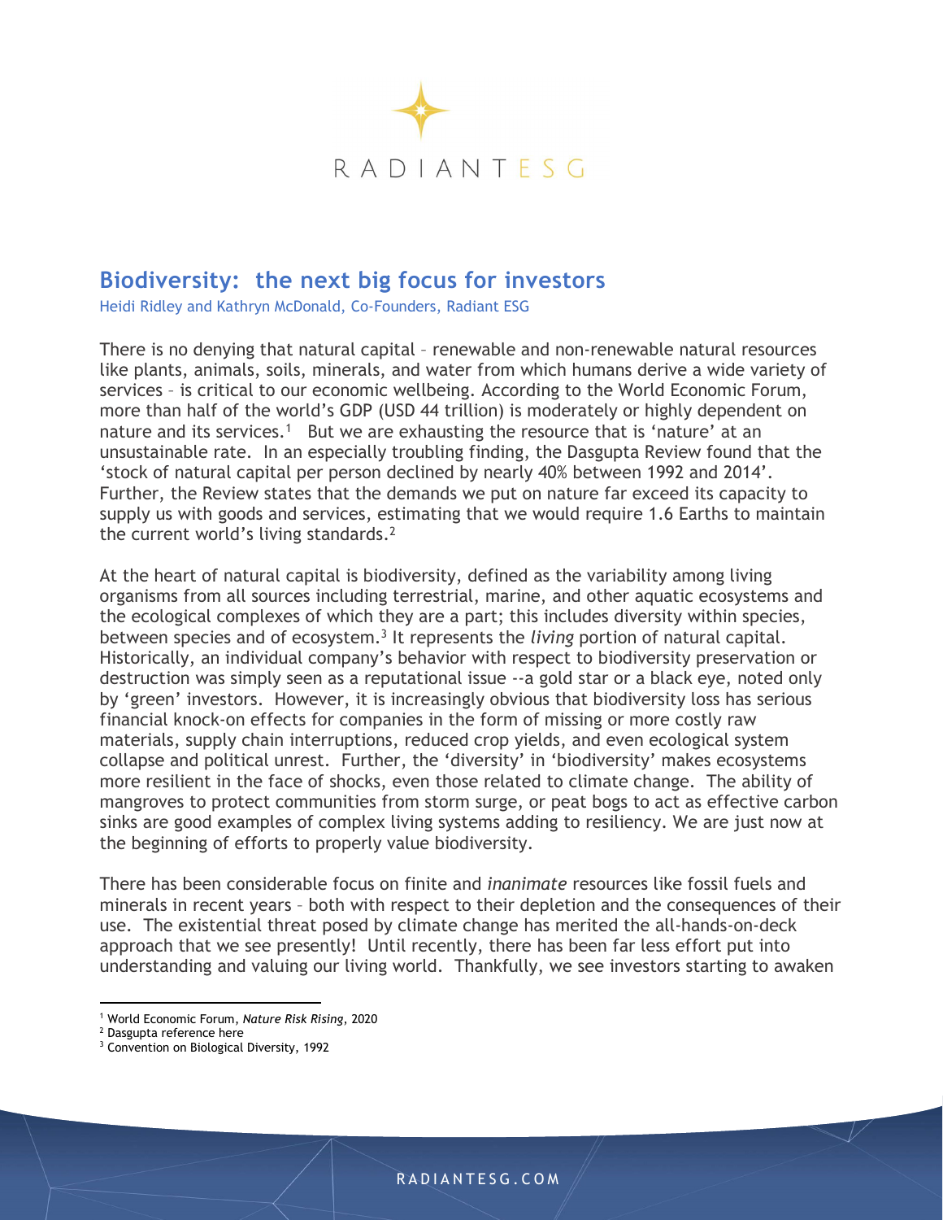RADIANT ESG

## Biodiversity: the next big focus for investors

Heidi Ridley and Kathryn McDonald, Co-Founders, Radiant ESG

There is no denying that natural capital – renewable and non-renewable natural resources like plants, animals, soils, minerals, and water from which humans derive a wide variety of services – is critical to our economic wellbeing. According to the World Economic Forum, more than half of the world's GDP (USD 44 trillion) is moderately or highly dependent on nature and its services.[1] But we are exhausting the resource that is 'nature' at an unsustainable rate. In an especially troubling finding, the Dasgupta Review found that the 'stock of natural capital per person declined by nearly 40% between 1992 and 2014'. Further, the Review states that the demands we put on nature far exceed its capacity to supply us with goods and services, estimating that we would require 1.6 Earths to maintain the current world's living standards.[2]

At the heart of natural capital is biodiversity, defined as the variability among living organisms from all sources including terrestrial, marine, and other aquatic ecosystems and the ecological complexes of which they are a part; this includes diversity within species, between species and of ecosystem.[3] It represents the *living* portion of natural capital. Historically, an individual company's behavior with respect to biodiversity preservation or destruction was simply seen as a reputational issue --a gold star or a black eye, noted only by 'green' investors. However, it is increasingly obvious that biodiversity loss has serious financial knock-on effects for companies in the form of missing or more costly raw materials, supply chain interruptions, reduced crop yields, and even ecological system collapse and political unrest. Further, the 'diversity' in 'biodiversity' makes ecosystems more resilient in the face of shocks, even those related to climate change. The ability of mangroves to protect communities from storm surge, or peat bogs to act as effective carbon sinks are good examples of complex living systems adding to resiliency. We are just now at the beginning of efforts to properly value biodiversity.

There has been considerable focus on finite and *inanimate* resources like fossil fuels and minerals in recent years – both with respect to their depletion and the consequences of their use. The existential threat posed by climate change has merited the all-hands-on-deck approach that we see presently! Until recently, there has been far less effort put into understanding and valuing our living world. Thankfully, we see investors starting to awaken

---

[1] World Economic Forum, *Nature Risk Rising*, 2020

[2] Dasgupta reference here

[3] Convention on Biological Diversity, 1992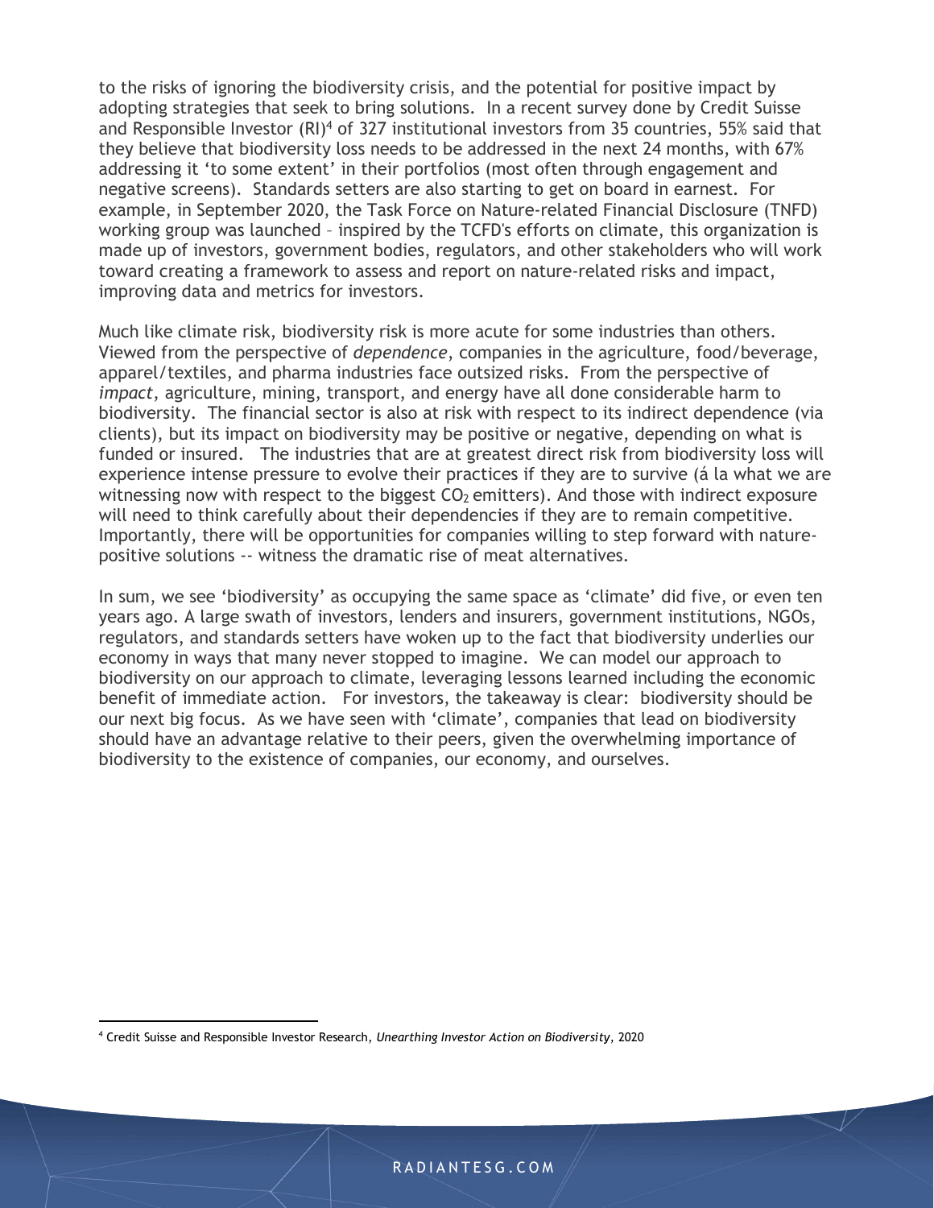to the risks of ignoring the biodiversity crisis, and the potential for positive impact by adopting strategies that seek to bring solutions. In a recent survey done by Credit Suisse and Responsible Investor (RI)[4] of 327 institutional investors from 35 countries, 55% said that they believe that biodiversity loss needs to be addressed in the next 24 months, with 67% addressing it 'to some extent' in their portfolios (most often through engagement and negative screens). Standards setters are also starting to get on board in earnest. For example, in September 2020, the Task Force on Nature-related Financial Disclosure (TNFD) working group was launched – inspired by the TCFD's efforts on climate, this organization is made up of investors, government bodies, regulators, and other stakeholders who will work toward creating a framework to assess and report on nature-related risks and impact, improving data and metrics for investors.

Much like climate risk, biodiversity risk is more acute for some industries than others. Viewed from the perspective of *dependence*, companies in the agriculture, food/beverage, apparel/textiles, and pharma industries face outsized risks. From the perspective of *impact*, agriculture, mining, transport, and energy have all done considerable harm to biodiversity. The financial sector is also at risk with respect to its indirect dependence (via clients), but its impact on biodiversity may be positive or negative, depending on what is funded or insured. The industries that are at greatest direct risk from biodiversity loss will experience intense pressure to evolve their practices if they are to survive (á la what we are witnessing now with respect to the biggest $CO_2$ emitters). And those with indirect exposure will need to think carefully about their dependencies if they are to remain competitive. Importantly, there will be opportunities for companies willing to step forward with nature-positive solutions -- witness the dramatic rise of meat alternatives.

In sum, we see 'biodiversity' as occupying the same space as 'climate' did five, or even ten years ago. A large swath of investors, lenders and insurers, government institutions, NGOs, regulators, and standards setters have woken up to the fact that biodiversity underlies our economy in ways that many never stopped to imagine. We can model our approach to biodiversity on our approach to climate, leveraging lessons learned including the economic benefit of immediate action. For investors, the takeaway is clear: biodiversity should be our next big focus. As we have seen with 'climate', companies that lead on biodiversity should have an advantage relative to their peers, given the overwhelming importance of biodiversity to the existence of companies, our economy, and ourselves.

[4] Credit Suisse and Responsible Investor Research, *Unearthing Investor Action on Biodiversity*, 2020